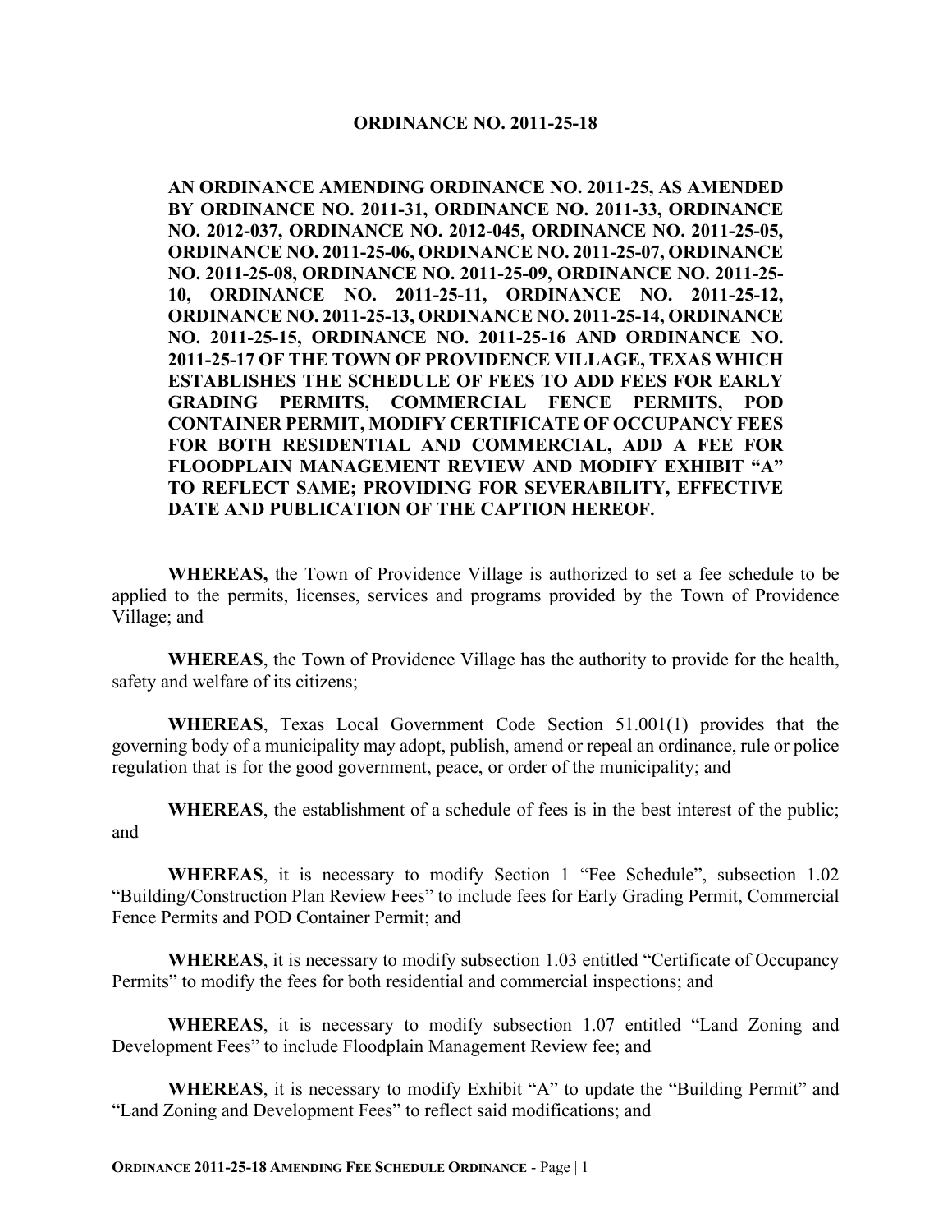# ORDINANCE NO. 2011-25-18

**AN ORDINANCE AMENDING ORDINANCE NO. 2011-25, AS AMENDED BY ORDINANCE NO. 2011-31, ORDINANCE NO. 2011-33, ORDINANCE NO. 2012-037, ORDINANCE NO. 2012-045, ORDINANCE NO. 2011-25-05, ORDINANCE NO. 2011-25-06, ORDINANCE NO. 2011-25-07, ORDINANCE NO. 2011-25-08, ORDINANCE NO. 2011-25-09, ORDINANCE NO. 2011-25-10, ORDINANCE NO. 2011-25-11, ORDINANCE NO. 2011-25-12, ORDINANCE NO. 2011-25-13, ORDINANCE NO. 2011-25-14, ORDINANCE NO. 2011-25-15, ORDINANCE NO. 2011-25-16 AND ORDINANCE NO. 2011-25-17 OF THE TOWN OF PROVIDENCE VILLAGE, TEXAS WHICH ESTABLISHES THE SCHEDULE OF FEES TO ADD FEES FOR EARLY GRADING PERMITS, COMMERCIAL FENCE PERMITS, POD CONTAINER PERMIT, MODIFY CERTIFICATE OF OCCUPANCY FEES FOR BOTH RESIDENTIAL AND COMMERCIAL, ADD A FEE FOR FLOODPLAIN MANAGEMENT REVIEW AND MODIFY EXHIBIT "A" TO REFLECT SAME; PROVIDING FOR SEVERABILITY, EFFECTIVE DATE AND PUBLICATION OF THE CAPTION HEREOF.**

**WHEREAS,** the Town of Providence Village is authorized to set a fee schedule to be applied to the permits, licenses, services and programs provided by the Town of Providence Village; and

**WHEREAS**, the Town of Providence Village has the authority to provide for the health, safety and welfare of its citizens;

**WHEREAS**, Texas Local Government Code Section 51.001(1) provides that the governing body of a municipality may adopt, publish, amend or repeal an ordinance, rule or police regulation that is for the good government, peace, or order of the municipality; and

**WHEREAS**, the establishment of a schedule of fees is in the best interest of the public; and

**WHEREAS**, it is necessary to modify Section 1 "Fee Schedule", subsection 1.02 "Building/Construction Plan Review Fees" to include fees for Early Grading Permit, Commercial Fence Permits and POD Container Permit; and

**WHEREAS**, it is necessary to modify subsection 1.03 entitled "Certificate of Occupancy Permits" to modify the fees for both residential and commercial inspections; and

**WHEREAS**, it is necessary to modify subsection 1.07 entitled "Land Zoning and Development Fees" to include Floodplain Management Review fee; and

**WHEREAS**, it is necessary to modify Exhibit "A" to update the "Building Permit" and "Land Zoning and Development Fees" to reflect said modifications; and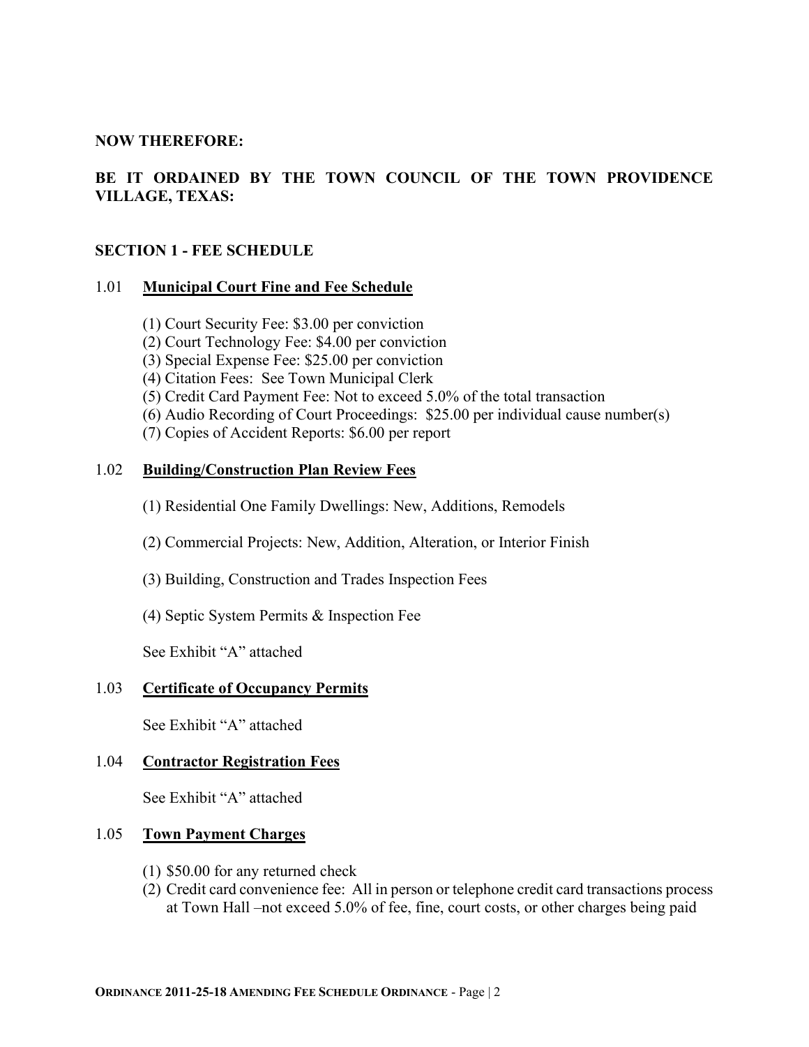**NOW THEREFORE:**

**BE IT ORDAINED BY THE TOWN COUNCIL OF THE TOWN PROVIDENCE VILLAGE, TEXAS:**

**SECTION 1 - FEE SCHEDULE**

1.01 **Municipal Court Fine and Fee Schedule**

(1) Court Security Fee: $3.00 per conviction
(2) Court Technology Fee: $4.00 per conviction
(3) Special Expense Fee: $25.00 per conviction
(4) Citation Fees: See Town Municipal Clerk
(5) Credit Card Payment Fee: Not to exceed 5.0% of the total transaction
(6) Audio Recording of Court Proceedings: $25.00 per individual cause number(s)
(7) Copies of Accident Reports: $6.00 per report

1.02 **Building/Construction Plan Review Fees**

(1) Residential One Family Dwellings: New, Additions, Remodels

(2) Commercial Projects: New, Addition, Alteration, or Interior Finish

(3) Building, Construction and Trades Inspection Fees

(4) Septic System Permits & Inspection Fee

See Exhibit "A" attached

1.03 **Certificate of Occupancy Permits**

See Exhibit "A" attached

1.04 **Contractor Registration Fees**

See Exhibit "A" attached

1.05 **Town Payment Charges**

(1) $50.00 for any returned check
(2) Credit card convenience fee: All in person or telephone credit card transactions process at Town Hall –not exceed 5.0% of fee, fine, court costs, or other charges being paid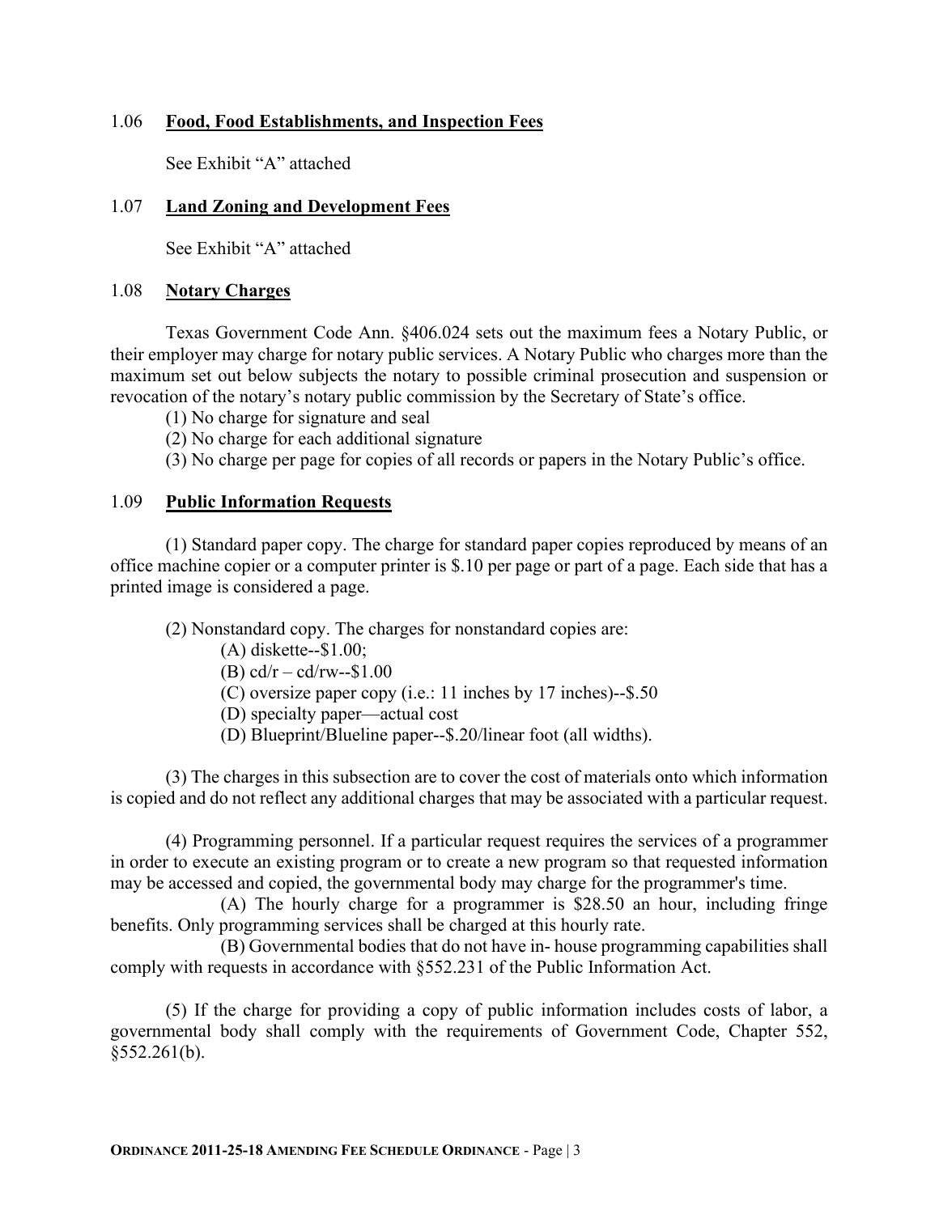### 1.06 **Food, Food Establishments, and Inspection Fees**

See Exhibit "A" attached

### 1.07 **Land Zoning and Development Fees**

See Exhibit "A" attached

### 1.08 **Notary Charges**

Texas Government Code Ann. §406.024 sets out the maximum fees a Notary Public, or their employer may charge for notary public services. A Notary Public who charges more than the maximum set out below subjects the notary to possible criminal prosecution and suspension or revocation of the notary's notary public commission by the Secretary of State's office.

(1) No charge for signature and seal
(2) No charge for each additional signature
(3) No charge per page for copies of all records or papers in the Notary Public's office.

### 1.09 **Public Information Requests**

(1) Standard paper copy. The charge for standard paper copies reproduced by means of an office machine copier or a computer printer is $.10 per page or part of a page. Each side that has a printed image is considered a page.

(2) Nonstandard copy. The charges for nonstandard copies are:

(A) diskette--$1.00;
(B) cd/r – cd/rw--$1.00
(C) oversize paper copy (i.e.: 11 inches by 17 inches)--$.50
(D) specialty paper—actual cost
(D) Blueprint/Blueline paper--$.20/linear foot (all widths).

(3) The charges in this subsection are to cover the cost of materials onto which information is copied and do not reflect any additional charges that may be associated with a particular request.

(4) Programming personnel. If a particular request requires the services of a programmer in order to execute an existing program or to create a new program so that requested information may be accessed and copied, the governmental body may charge for the programmer's time.

(A) The hourly charge for a programmer is $28.50 an hour, including fringe benefits. Only programming services shall be charged at this hourly rate.

(B) Governmental bodies that do not have in- house programming capabilities shall comply with requests in accordance with §552.231 of the Public Information Act.

(5) If the charge for providing a copy of public information includes costs of labor, a governmental body shall comply with the requirements of Government Code, Chapter 552, §552.261(b).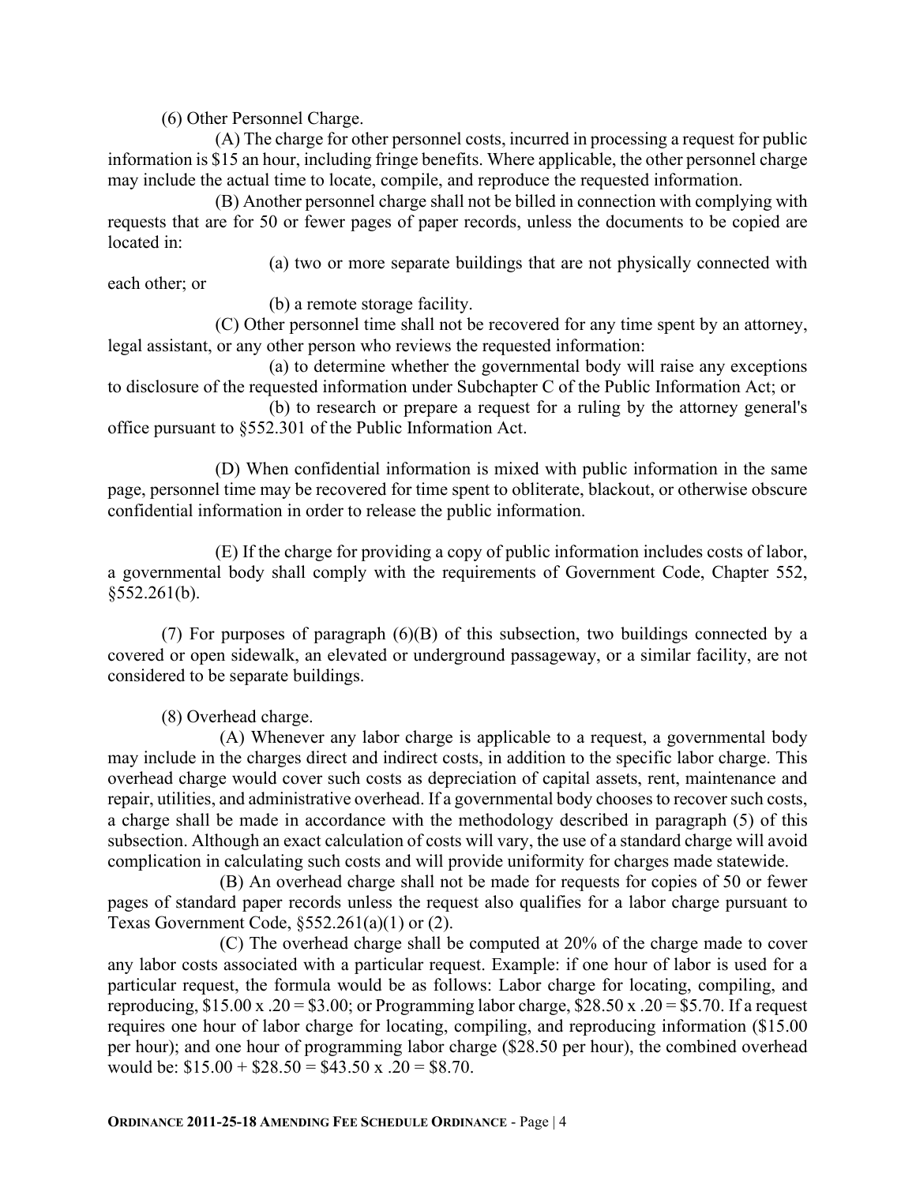(6) Other Personnel Charge.

(A) The charge for other personnel costs, incurred in processing a request for public information is $15 an hour, including fringe benefits. Where applicable, the other personnel charge may include the actual time to locate, compile, and reproduce the requested information.

(B) Another personnel charge shall not be billed in connection with complying with requests that are for 50 or fewer pages of paper records, unless the documents to be copied are located in:

(a) two or more separate buildings that are not physically connected with each other; or

(b) a remote storage facility.

(C) Other personnel time shall not be recovered for any time spent by an attorney, legal assistant, or any other person who reviews the requested information:

(a) to determine whether the governmental body will raise any exceptions to disclosure of the requested information under Subchapter C of the Public Information Act; or

(b) to research or prepare a request for a ruling by the attorney general's office pursuant to §552.301 of the Public Information Act.

(D) When confidential information is mixed with public information in the same page, personnel time may be recovered for time spent to obliterate, blackout, or otherwise obscure confidential information in order to release the public information.

(E) If the charge for providing a copy of public information includes costs of labor, a governmental body shall comply with the requirements of Government Code, Chapter 552, §552.261(b).

(7) For purposes of paragraph (6)(B) of this subsection, two buildings connected by a covered or open sidewalk, an elevated or underground passageway, or a similar facility, are not considered to be separate buildings.

(8) Overhead charge.

(A) Whenever any labor charge is applicable to a request, a governmental body may include in the charges direct and indirect costs, in addition to the specific labor charge. This overhead charge would cover such costs as depreciation of capital assets, rent, maintenance and repair, utilities, and administrative overhead. If a governmental body chooses to recover such costs, a charge shall be made in accordance with the methodology described in paragraph (5) of this subsection. Although an exact calculation of costs will vary, the use of a standard charge will avoid complication in calculating such costs and will provide uniformity for charges made statewide.

(B) An overhead charge shall not be made for requests for copies of 50 or fewer pages of standard paper records unless the request also qualifies for a labor charge pursuant to Texas Government Code, §552.261(a)(1) or (2).

(C) The overhead charge shall be computed at 20% of the charge made to cover any labor costs associated with a particular request. Example: if one hour of labor is used for a particular request, the formula would be as follows: Labor charge for locating, compiling, and reproducing, $15.00 x .20 = $3.00; or Programming labor charge, $28.50 x .20 = $5.70. If a request requires one hour of labor charge for locating, compiling, and reproducing information ($15.00 per hour); and one hour of programming labor charge ($28.50 per hour), the combined overhead would be: $15.00 + $28.50 = $43.50 x .20 = $8.70.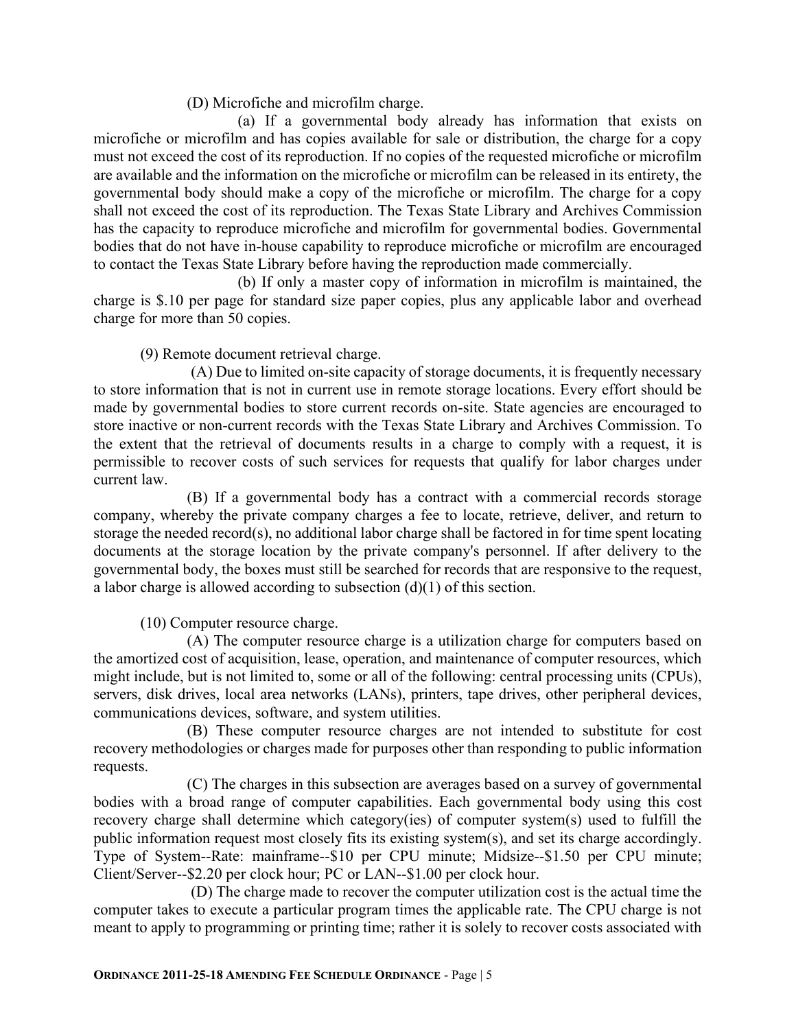(D) Microfiche and microfilm charge.

(a) If a governmental body already has information that exists on microfiche or microfilm and has copies available for sale or distribution, the charge for a copy must not exceed the cost of its reproduction. If no copies of the requested microfiche or microfilm are available and the information on the microfiche or microfilm can be released in its entirety, the governmental body should make a copy of the microfiche or microfilm. The charge for a copy shall not exceed the cost of its reproduction. The Texas State Library and Archives Commission has the capacity to reproduce microfiche and microfilm for governmental bodies. Governmental bodies that do not have in-house capability to reproduce microfiche or microfilm are encouraged to contact the Texas State Library before having the reproduction made commercially.

(b) If only a master copy of information in microfilm is maintained, the charge is $.10 per page for standard size paper copies, plus any applicable labor and overhead charge for more than 50 copies.

(9) Remote document retrieval charge.

(A) Due to limited on-site capacity of storage documents, it is frequently necessary to store information that is not in current use in remote storage locations. Every effort should be made by governmental bodies to store current records on-site. State agencies are encouraged to store inactive or non-current records with the Texas State Library and Archives Commission. To the extent that the retrieval of documents results in a charge to comply with a request, it is permissible to recover costs of such services for requests that qualify for labor charges under current law.

(B) If a governmental body has a contract with a commercial records storage company, whereby the private company charges a fee to locate, retrieve, deliver, and return to storage the needed record(s), no additional labor charge shall be factored in for time spent locating documents at the storage location by the private company's personnel. If after delivery to the governmental body, the boxes must still be searched for records that are responsive to the request, a labor charge is allowed according to subsection (d)(1) of this section.

(10) Computer resource charge.

(A) The computer resource charge is a utilization charge for computers based on the amortized cost of acquisition, lease, operation, and maintenance of computer resources, which might include, but is not limited to, some or all of the following: central processing units (CPUs), servers, disk drives, local area networks (LANs), printers, tape drives, other peripheral devices, communications devices, software, and system utilities.

(B) These computer resource charges are not intended to substitute for cost recovery methodologies or charges made for purposes other than responding to public information requests.

(C) The charges in this subsection are averages based on a survey of governmental bodies with a broad range of computer capabilities. Each governmental body using this cost recovery charge shall determine which category(ies) of computer system(s) used to fulfill the public information request most closely fits its existing system(s), and set its charge accordingly. Type of System--Rate: mainframe--$10 per CPU minute; Midsize--$1.50 per CPU minute; Client/Server--$2.20 per clock hour; PC or LAN--$1.00 per clock hour.

(D) The charge made to recover the computer utilization cost is the actual time the computer takes to execute a particular program times the applicable rate. The CPU charge is not meant to apply to programming or printing time; rather it is solely to recover costs associated with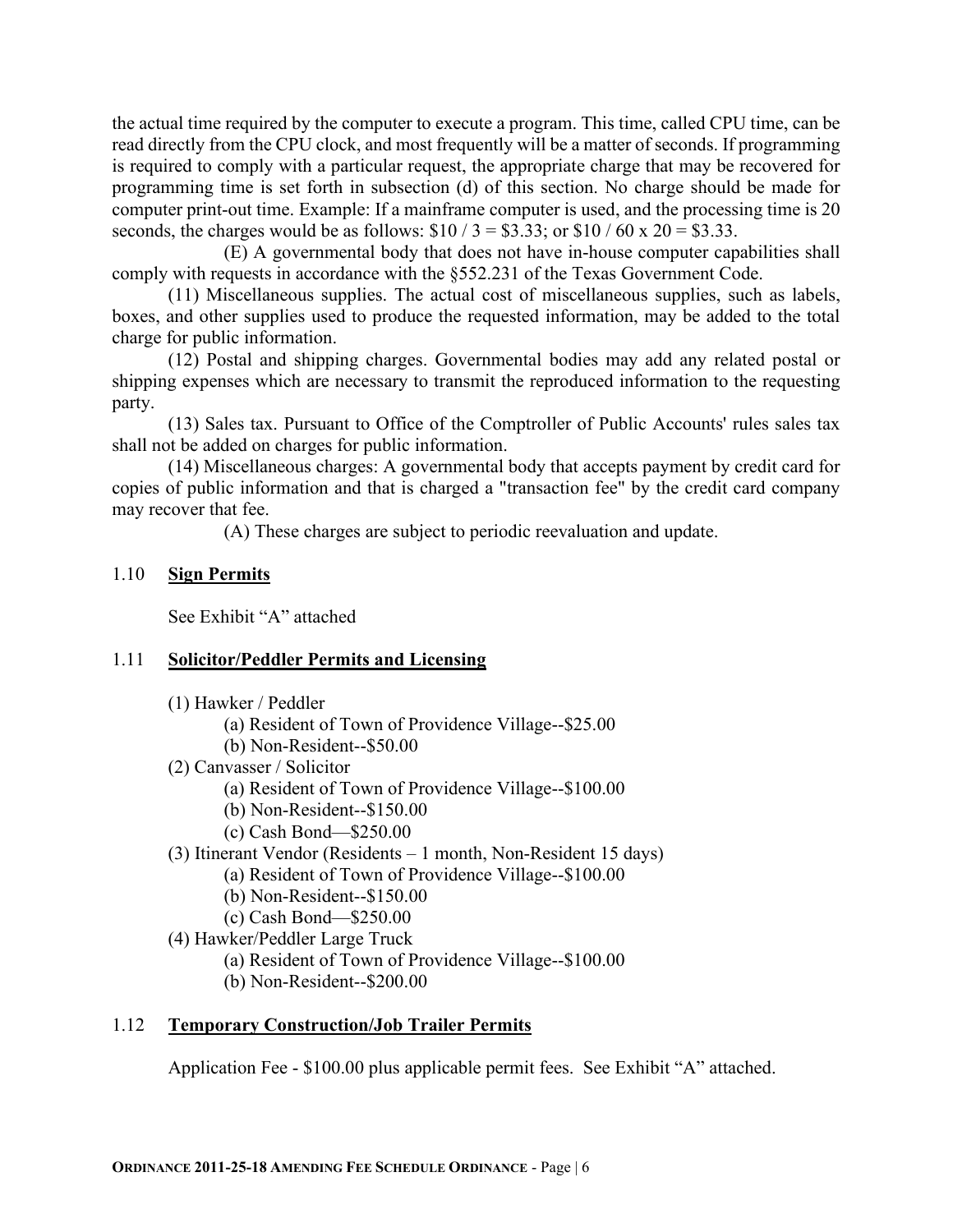the actual time required by the computer to execute a program. This time, called CPU time, can be read directly from the CPU clock, and most frequently will be a matter of seconds. If programming is required to comply with a particular request, the appropriate charge that may be recovered for programming time is set forth in subsection (d) of this section. No charge should be made for computer print-out time. Example: If a mainframe computer is used, and the processing time is 20 seconds, the charges would be as follows: $10 / 3 = $3.33; or $10 / 60 x 20 = $3.33.

(E) A governmental body that does not have in-house computer capabilities shall comply with requests in accordance with the §552.231 of the Texas Government Code.

(11) Miscellaneous supplies. The actual cost of miscellaneous supplies, such as labels, boxes, and other supplies used to produce the requested information, may be added to the total charge for public information.

(12) Postal and shipping charges. Governmental bodies may add any related postal or shipping expenses which are necessary to transmit the reproduced information to the requesting party.

(13) Sales tax. Pursuant to Office of the Comptroller of Public Accounts' rules sales tax shall not be added on charges for public information.

(14) Miscellaneous charges: A governmental body that accepts payment by credit card for copies of public information and that is charged a "transaction fee" by the credit card company may recover that fee.

(A) These charges are subject to periodic reevaluation and update.

## 1.10 **Sign Permits**

See Exhibit "A" attached

## 1.11 **Solicitor/Peddler Permits and Licensing**

(1) Hawker / Peddler
- (a) Resident of Town of Providence Village--$25.00
- (b) Non-Resident--$50.00

(2) Canvasser / Solicitor
- (a) Resident of Town of Providence Village--$100.00
- (b) Non-Resident--$150.00
- (c) Cash Bond—$250.00

(3) Itinerant Vendor (Residents – 1 month, Non-Resident 15 days)
- (a) Resident of Town of Providence Village--$100.00
- (b) Non-Resident--$150.00
- (c) Cash Bond—$250.00

(4) Hawker/Peddler Large Truck
- (a) Resident of Town of Providence Village--$100.00
- (b) Non-Resident--$200.00

## 1.12 **Temporary Construction/Job Trailer Permits**

Application Fee - $100.00 plus applicable permit fees. See Exhibit "A" attached.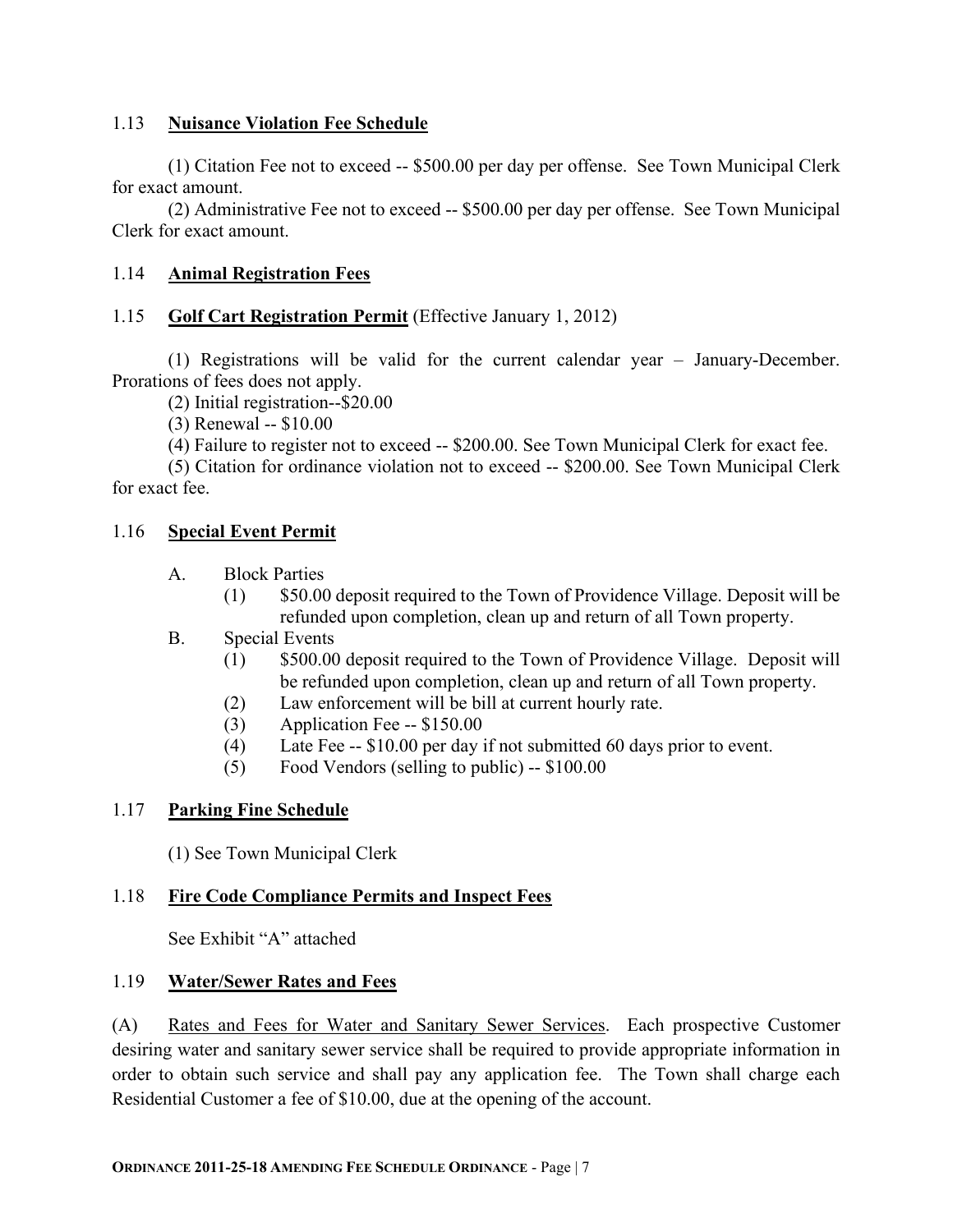## 1.13 **Nuisance Violation Fee Schedule**

(1) Citation Fee not to exceed -- $500.00 per day per offense. See Town Municipal Clerk for exact amount.

(2) Administrative Fee not to exceed -- $500.00 per day per offense. See Town Municipal Clerk for exact amount.

## 1.14 **Animal Registration Fees**

## 1.15 **Golf Cart Registration Permit** (Effective January 1, 2012)

(1) Registrations will be valid for the current calendar year – January-December. Prorations of fees does not apply.

(2) Initial registration--$20.00

(3) Renewal -- $10.00

(4) Failure to register not to exceed -- $200.00. See Town Municipal Clerk for exact fee.

(5) Citation for ordinance violation not to exceed -- $200.00. See Town Municipal Clerk for exact fee.

## 1.16 **Special Event Permit**

A. Block Parties
   - (1) $50.00 deposit required to the Town of Providence Village. Deposit will be refunded upon completion, clean up and return of all Town property.

B. Special Events
   - (1) $500.00 deposit required to the Town of Providence Village. Deposit will be refunded upon completion, clean up and return of all Town property.
   - (2) Law enforcement will be bill at current hourly rate.
   - (3) Application Fee -- $150.00
   - (4) Late Fee -- $10.00 per day if not submitted 60 days prior to event.
   - (5) Food Vendors (selling to public) -- $100.00

## 1.17 **Parking Fine Schedule**

(1) See Town Municipal Clerk

## 1.18 **Fire Code Compliance Permits and Inspect Fees**

See Exhibit "A" attached

## 1.19 **Water/Sewer Rates and Fees**

(A) Rates and Fees for Water and Sanitary Sewer Services. Each prospective Customer desiring water and sanitary sewer service shall be required to provide appropriate information in order to obtain such service and shall pay any application fee. The Town shall charge each Residential Customer a fee of $10.00, due at the opening of the account.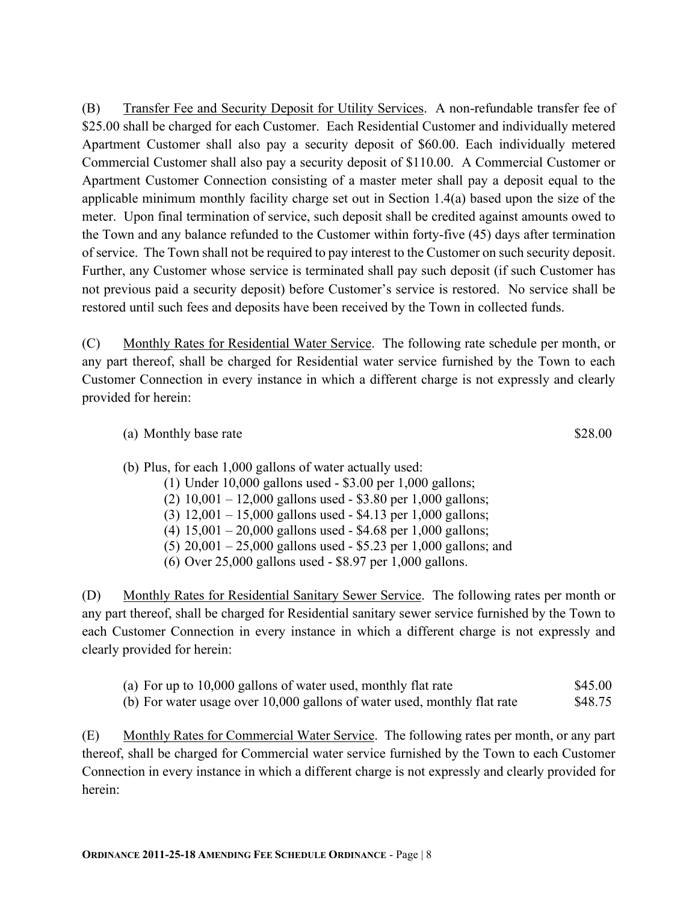(B) <u>Transfer Fee and Security Deposit for Utility Services</u>. A non-refundable transfer fee of $25.00 shall be charged for each Customer. Each Residential Customer and individually metered Apartment Customer shall also pay a security deposit of $60.00. Each individually metered Commercial Customer shall also pay a security deposit of $110.00. A Commercial Customer or Apartment Customer Connection consisting of a master meter shall pay a deposit equal to the applicable minimum monthly facility charge set out in Section 1.4(a) based upon the size of the meter. Upon final termination of service, such deposit shall be credited against amounts owed to the Town and any balance refunded to the Customer within forty-five (45) days after termination of service. The Town shall not be required to pay interest to the Customer on such security deposit. Further, any Customer whose service is terminated shall pay such deposit (if such Customer has not previous paid a security deposit) before Customer's service is restored. No service shall be restored until such fees and deposits have been received by the Town in collected funds.

(C) <u>Monthly Rates for Residential Water Service</u>. The following rate schedule per month, or any part thereof, shall be charged for Residential water service furnished by the Town to each Customer Connection in every instance in which a different charge is not expressly and clearly provided for herein:

(a) Monthly base rate $28.00

(b) Plus, for each 1,000 gallons of water actually used:
- (1) Under 10,000 gallons used - $3.00 per 1,000 gallons;
- (2) 10,001 – 12,000 gallons used - $3.80 per 1,000 gallons;
- (3) 12,001 – 15,000 gallons used - $4.13 per 1,000 gallons;
- (4) 15,001 – 20,000 gallons used - $4.68 per 1,000 gallons;
- (5) 20,001 – 25,000 gallons used - $5.23 per 1,000 gallons; and
- (6) Over 25,000 gallons used - $8.97 per 1,000 gallons.

(D) <u>Monthly Rates for Residential Sanitary Sewer Service</u>. The following rates per month or any part thereof, shall be charged for Residential sanitary sewer service furnished by the Town to each Customer Connection in every instance in which a different charge is not expressly and clearly provided for herein:

(a) For up to 10,000 gallons of water used, monthly flat rate $45.00
(b) For water usage over 10,000 gallons of water used, monthly flat rate $48.75

(E) <u>Monthly Rates for Commercial Water Service</u>. The following rates per month, or any part thereof, shall be charged for Commercial water service furnished by the Town to each Customer Connection in every instance in which a different charge is not expressly and clearly provided for herein: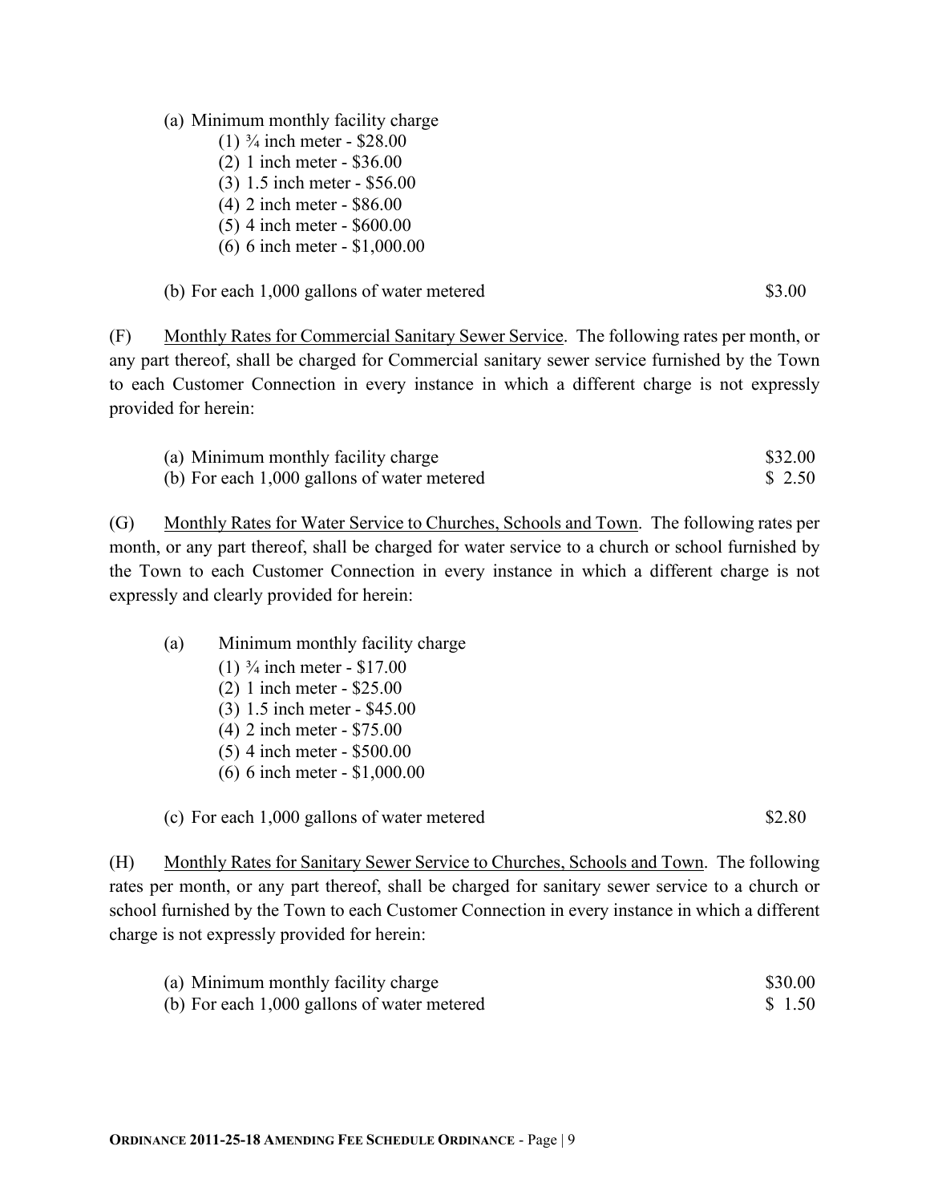(a) Minimum monthly facility charge

(1) ¾ inch meter - $28.00
(2) 1 inch meter - $36.00
(3) 1.5 inch meter - $56.00
(4) 2 inch meter - $86.00
(5) 4 inch meter - $600.00
(6) 6 inch meter - $1,000.00

(b) For each 1,000 gallons of water metered $3.00

(F) Monthly Rates for Commercial Sanitary Sewer Service. The following rates per month, or any part thereof, shall be charged for Commercial sanitary sewer service furnished by the Town to each Customer Connection in every instance in which a different charge is not expressly provided for herein:

(a) Minimum monthly facility charge $32.00
(b) For each 1,000 gallons of water metered $ 2.50

(G) Monthly Rates for Water Service to Churches, Schools and Town. The following rates per month, or any part thereof, shall be charged for water service to a church or school furnished by the Town to each Customer Connection in every instance in which a different charge is not expressly and clearly provided for herein:

(a) Minimum monthly facility charge

(1) ¾ inch meter - $17.00
(2) 1 inch meter - $25.00
(3) 1.5 inch meter - $45.00
(4) 2 inch meter - $75.00
(5) 4 inch meter - $500.00
(6) 6 inch meter - $1,000.00

(c) For each 1,000 gallons of water metered $2.80

(H) Monthly Rates for Sanitary Sewer Service to Churches, Schools and Town. The following rates per month, or any part thereof, shall be charged for sanitary sewer service to a church or school furnished by the Town to each Customer Connection in every instance in which a different charge is not expressly provided for herein:

(a) Minimum monthly facility charge $30.00
(b) For each 1,000 gallons of water metered $ 1.50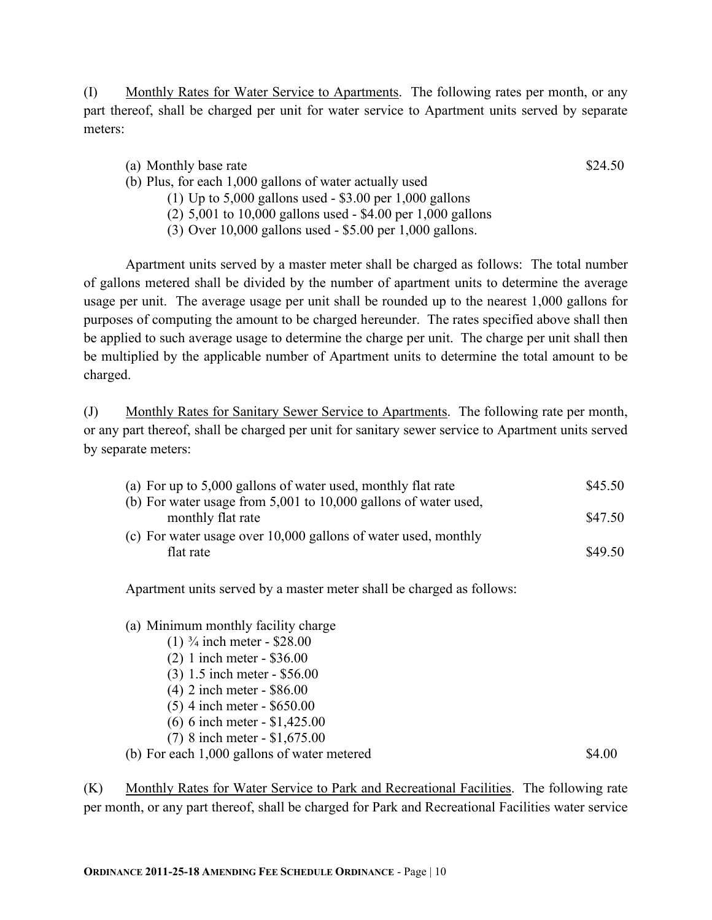(I) Monthly Rates for Water Service to Apartments. The following rates per month, or any part thereof, shall be charged per unit for water service to Apartment units served by separate meters:

(a) Monthly base rate $24.50

(b) Plus, for each 1,000 gallons of water actually used

(1) Up to 5,000 gallons used - $3.00 per 1,000 gallons

(2) 5,001 to 10,000 gallons used - $4.00 per 1,000 gallons

(3) Over 10,000 gallons used - $5.00 per 1,000 gallons.

Apartment units served by a master meter shall be charged as follows: The total number of gallons metered shall be divided by the number of apartment units to determine the average usage per unit. The average usage per unit shall be rounded up to the nearest 1,000 gallons for purposes of computing the amount to be charged hereunder. The rates specified above shall then be applied to such average usage to determine the charge per unit. The charge per unit shall then be multiplied by the applicable number of Apartment units to determine the total amount to be charged.

(J) Monthly Rates for Sanitary Sewer Service to Apartments. The following rate per month, or any part thereof, shall be charged per unit for sanitary sewer service to Apartment units served by separate meters:

(a) For up to 5,000 gallons of water used, monthly flat rate $45.50

(b) For water usage from 5,001 to 10,000 gallons of water used, monthly flat rate $47.50

(c) For water usage over 10,000 gallons of water used, monthly flat rate $49.50

Apartment units served by a master meter shall be charged as follows:

(a) Minimum monthly facility charge

(1) ¾ inch meter - $28.00

(2) 1 inch meter - $36.00

(3) 1.5 inch meter - $56.00

(4) 2 inch meter - $86.00

(5) 4 inch meter - $650.00

(6) 6 inch meter - $1,425.00

(7) 8 inch meter - $1,675.00

(b) For each 1,000 gallons of water metered $4.00

(K) Monthly Rates for Water Service to Park and Recreational Facilities. The following rate per month, or any part thereof, shall be charged for Park and Recreational Facilities water service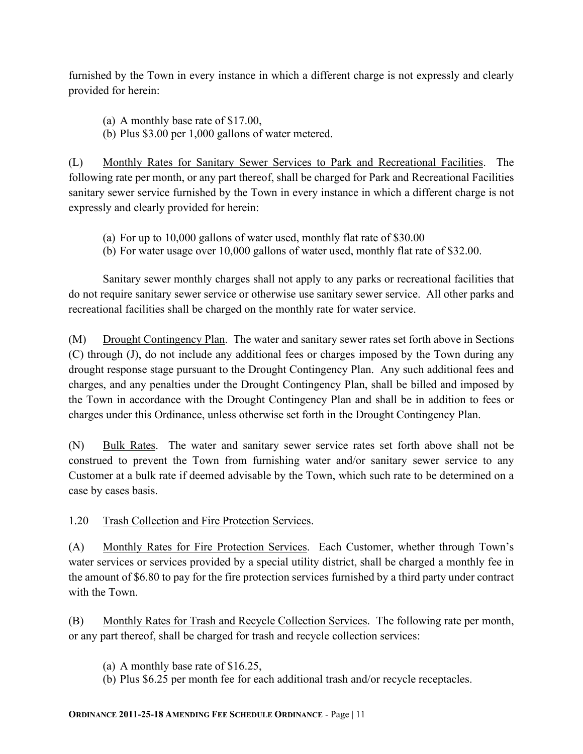furnished by the Town in every instance in which a different charge is not expressly and clearly provided for herein:

(a) A monthly base rate of $17.00,
(b) Plus $3.00 per 1,000 gallons of water metered.

(L) Monthly Rates for Sanitary Sewer Services to Park and Recreational Facilities. The following rate per month, or any part thereof, shall be charged for Park and Recreational Facilities sanitary sewer service furnished by the Town in every instance in which a different charge is not expressly and clearly provided for herein:

(a) For up to 10,000 gallons of water used, monthly flat rate of $30.00
(b) For water usage over 10,000 gallons of water used, monthly flat rate of $32.00.

Sanitary sewer monthly charges shall not apply to any parks or recreational facilities that do not require sanitary sewer service or otherwise use sanitary sewer service. All other parks and recreational facilities shall be charged on the monthly rate for water service.

(M) Drought Contingency Plan. The water and sanitary sewer rates set forth above in Sections (C) through (J), do not include any additional fees or charges imposed by the Town during any drought response stage pursuant to the Drought Contingency Plan. Any such additional fees and charges, and any penalties under the Drought Contingency Plan, shall be billed and imposed by the Town in accordance with the Drought Contingency Plan and shall be in addition to fees or charges under this Ordinance, unless otherwise set forth in the Drought Contingency Plan.

(N) Bulk Rates. The water and sanitary sewer service rates set forth above shall not be construed to prevent the Town from furnishing water and/or sanitary sewer service to any Customer at a bulk rate if deemed advisable by the Town, which such rate to be determined on a case by cases basis.

1.20 Trash Collection and Fire Protection Services.

(A) Monthly Rates for Fire Protection Services. Each Customer, whether through Town's water services or services provided by a special utility district, shall be charged a monthly fee in the amount of $6.80 to pay for the fire protection services furnished by a third party under contract with the Town.

(B) Monthly Rates for Trash and Recycle Collection Services. The following rate per month, or any part thereof, shall be charged for trash and recycle collection services:

(a) A monthly base rate of $16.25,
(b) Plus $6.25 per month fee for each additional trash and/or recycle receptacles.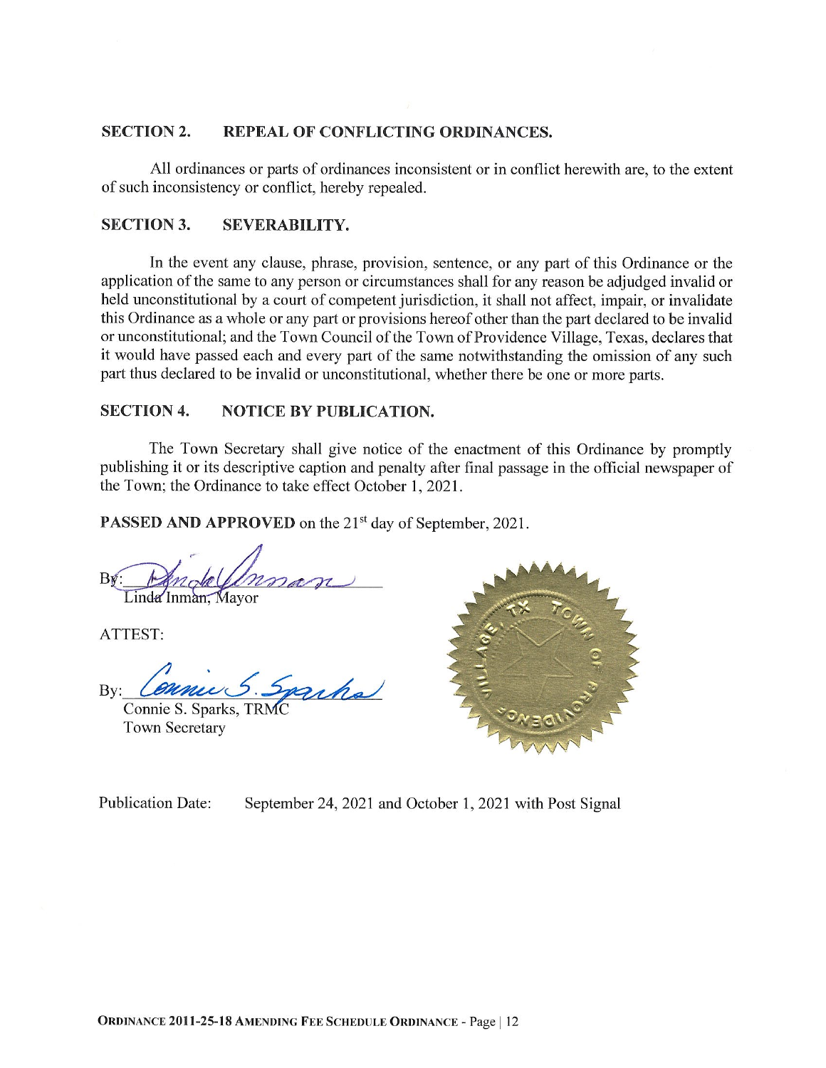## SECTION 2. REPEAL OF CONFLICTING ORDINANCES.

All ordinances or parts of ordinances inconsistent or in conflict herewith are, to the extent of such inconsistency or conflict, hereby repealed.

## SECTION 3. SEVERABILITY.

In the event any clause, phrase, provision, sentence, or any part of this Ordinance or the application of the same to any person or circumstances shall for any reason be adjudged invalid or held unconstitutional by a court of competent jurisdiction, it shall not affect, impair, or invalidate this Ordinance as a whole or any part or provisions hereof other than the part declared to be invalid or unconstitutional; and the Town Council of the Town of Providence Village, Texas, declares that it would have passed each and every part of the same notwithstanding the omission of any such part thus declared to be invalid or unconstitutional, whether there be one or more parts.

## SECTION 4. NOTICE BY PUBLICATION.

The Town Secretary shall give notice of the enactment of this Ordinance by promptly publishing it or its descriptive caption and penalty after final passage in the official newspaper of the Town; the Ordinance to take effect October 1, 2021.

**PASSED AND APPROVED** on the 21st day of September, 2021.

By: ______________________
Linda Inman, Mayor

ATTEST:

By: ______________________
Connie S. Sparks, TRMC
Town Secretary

Publication Date: September 24, 2021 and October 1, 2021 with Post Signal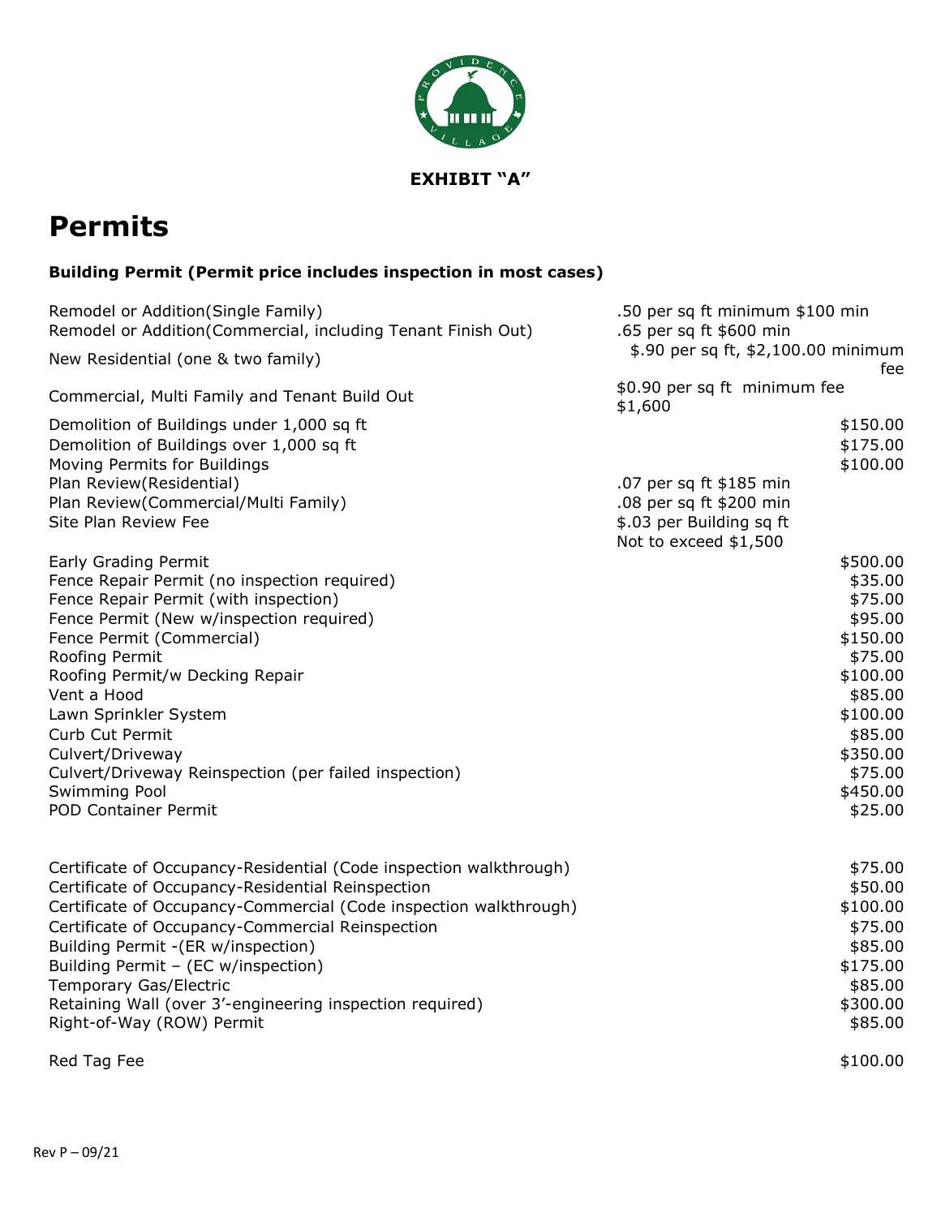**EXHIBIT "A"**

# Permits

**Building Permit (Permit price includes inspection in most cases)**

| | |
|---|---|
| Remodel or Addition(Single Family) | .50 per sq ft minimum $100 min |
| Remodel or Addition(Commercial, including Tenant Finish Out) | .65 per sq ft $600 min |
| New Residential (one & two family) | $.90 per sq ft, $2,100.00 minimum fee |
| Commercial, Multi Family and Tenant Build Out | $0.90 per sq ft minimum fee $1,600 |
| Demolition of Buildings under 1,000 sq ft | $150.00 |
| Demolition of Buildings over 1,000 sq ft | $175.00 |
| Moving Permits for Buildings | $100.00 |
| Plan Review(Residential) | .07 per sq ft $185 min |
| Plan Review(Commercial/Multi Family) | .08 per sq ft $200 min |
| Site Plan Review Fee | $.03 per Building sq ft Not to exceed $1,500 |
| Early Grading Permit | $500.00 |
| Fence Repair Permit (no inspection required) | $35.00 |
| Fence Repair Permit (with inspection) | $75.00 |
| Fence Permit (New w/inspection required) | $95.00 |
| Fence Permit (Commercial) | $150.00 |
| Roofing Permit | $75.00 |
| Roofing Permit/w Decking Repair | $100.00 |
| Vent a Hood | $85.00 |
| Lawn Sprinkler System | $100.00 |
| Curb Cut Permit | $85.00 |
| Culvert/Driveway | $350.00 |
| Culvert/Driveway Reinspection (per failed inspection) | $75.00 |
| Swimming Pool | $450.00 |
| POD Container Permit | $25.00 |
| Certificate of Occupancy-Residential (Code inspection walkthrough) | $75.00 |
| Certificate of Occupancy-Residential Reinspection | $50.00 |
| Certificate of Occupancy-Commercial (Code inspection walkthrough) | $100.00 |
| Certificate of Occupancy-Commercial Reinspection | $75.00 |
| Building Permit -(ER w/inspection) | $85.00 |
| Building Permit – (EC w/inspection) | $175.00 |
| Temporary Gas/Electric | $85.00 |
| Retaining Wall (over 3'-engineering inspection required) | $300.00 |
| Right-of-Way (ROW) Permit | $85.00 |
| Red Tag Fee | $100.00 |

Rev P – 09/21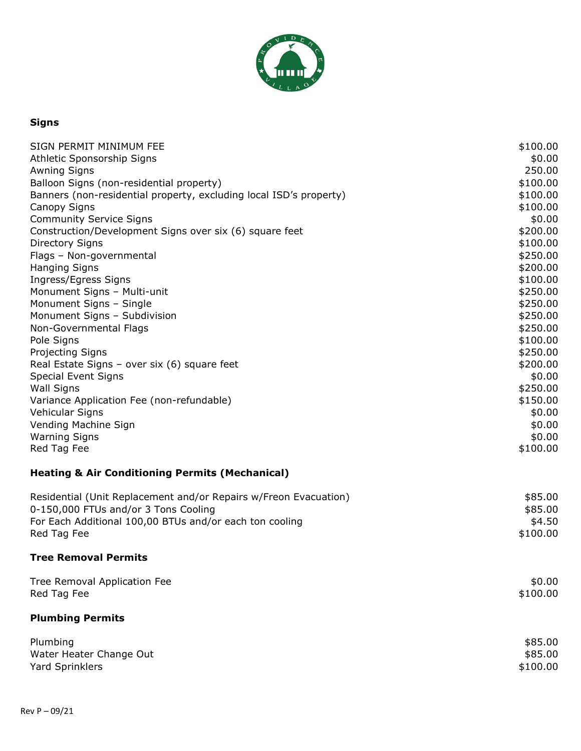## Signs

| | |
|---|---|
| SIGN PERMIT MINIMUM FEE | $100.00 |
| Athletic Sponsorship Signs | $0.00 |
| Awning Signs | 250.00 |
| Balloon Signs (non-residential property) | $100.00 |
| Banners (non-residential property, excluding local ISD's property) | $100.00 |
| Canopy Signs | $100.00 |
| Community Service Signs | $0.00 |
| Construction/Development Signs over six (6) square feet | $200.00 |
| Directory Signs | $100.00 |
| Flags – Non-governmental | $250.00 |
| Hanging Signs | $200.00 |
| Ingress/Egress Signs | $100.00 |
| Monument Signs – Multi-unit | $250.00 |
| Monument Signs – Single | $250.00 |
| Monument Signs – Subdivision | $250.00 |
| Non-Governmental Flags | $250.00 |
| Pole Signs | $100.00 |
| Projecting Signs | $250.00 |
| Real Estate Signs – over six (6) square feet | $200.00 |
| Special Event Signs | $0.00 |
| Wall Signs | $250.00 |
| Variance Application Fee (non-refundable) | $150.00 |
| Vehicular Signs | $0.00 |
| Vending Machine Sign | $0.00 |
| Warning Signs | $0.00 |
| Red Tag Fee | $100.00 |

## Heating & Air Conditioning Permits (Mechanical)

| | |
|---|---|
| Residential (Unit Replacement and/or Repairs w/Freon Evacuation) | $85.00 |
| 0-150,000 FTUs and/or 3 Tons Cooling | $85.00 |
| For Each Additional 100,00 BTUs and/or each ton cooling | $4.50 |
| Red Tag Fee | $100.00 |

## Tree Removal Permits

| | |
|---|---|
| Tree Removal Application Fee | $0.00 |
| Red Tag Fee | $100.00 |

## Plumbing Permits

| | |
|---|---|
| Plumbing | $85.00 |
| Water Heater Change Out | $85.00 |
| Yard Sprinklers | $100.00 |

Rev P – 09/21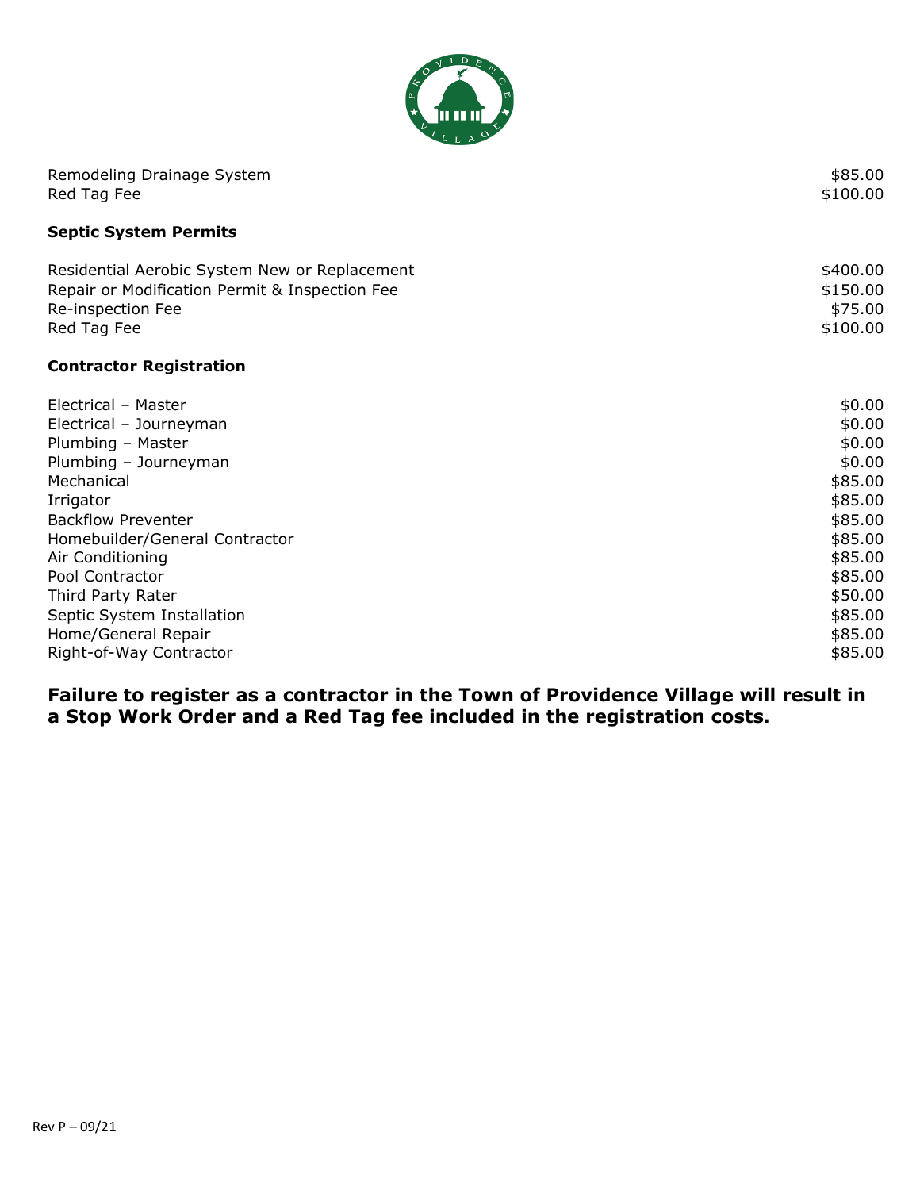| | |
|---|---|
| Remodeling Drainage System | $85.00 |
| Red Tag Fee | $100.00 |

**Septic System Permits**

| | |
|---|---|
| Residential Aerobic System New or Replacement | $400.00 |
| Repair or Modification Permit & Inspection Fee | $150.00 |
| Re-inspection Fee | $75.00 |
| Red Tag Fee | $100.00 |

**Contractor Registration**

| | |
|---|---|
| Electrical – Master | $0.00 |
| Electrical – Journeyman | $0.00 |
| Plumbing – Master | $0.00 |
| Plumbing – Journeyman | $0.00 |
| Mechanical | $85.00 |
| Irrigator | $85.00 |
| Backflow Preventer | $85.00 |
| Homebuilder/General Contractor | $85.00 |
| Air Conditioning | $85.00 |
| Pool Contractor | $85.00 |
| Third Party Rater | $50.00 |
| Septic System Installation | $85.00 |
| Home/General Repair | $85.00 |
| Right-of-Way Contractor | $85.00 |

**Failure to register as a contractor in the Town of Providence Village will result in a Stop Work Order and a Red Tag fee included in the registration costs.**

Rev P – 09/21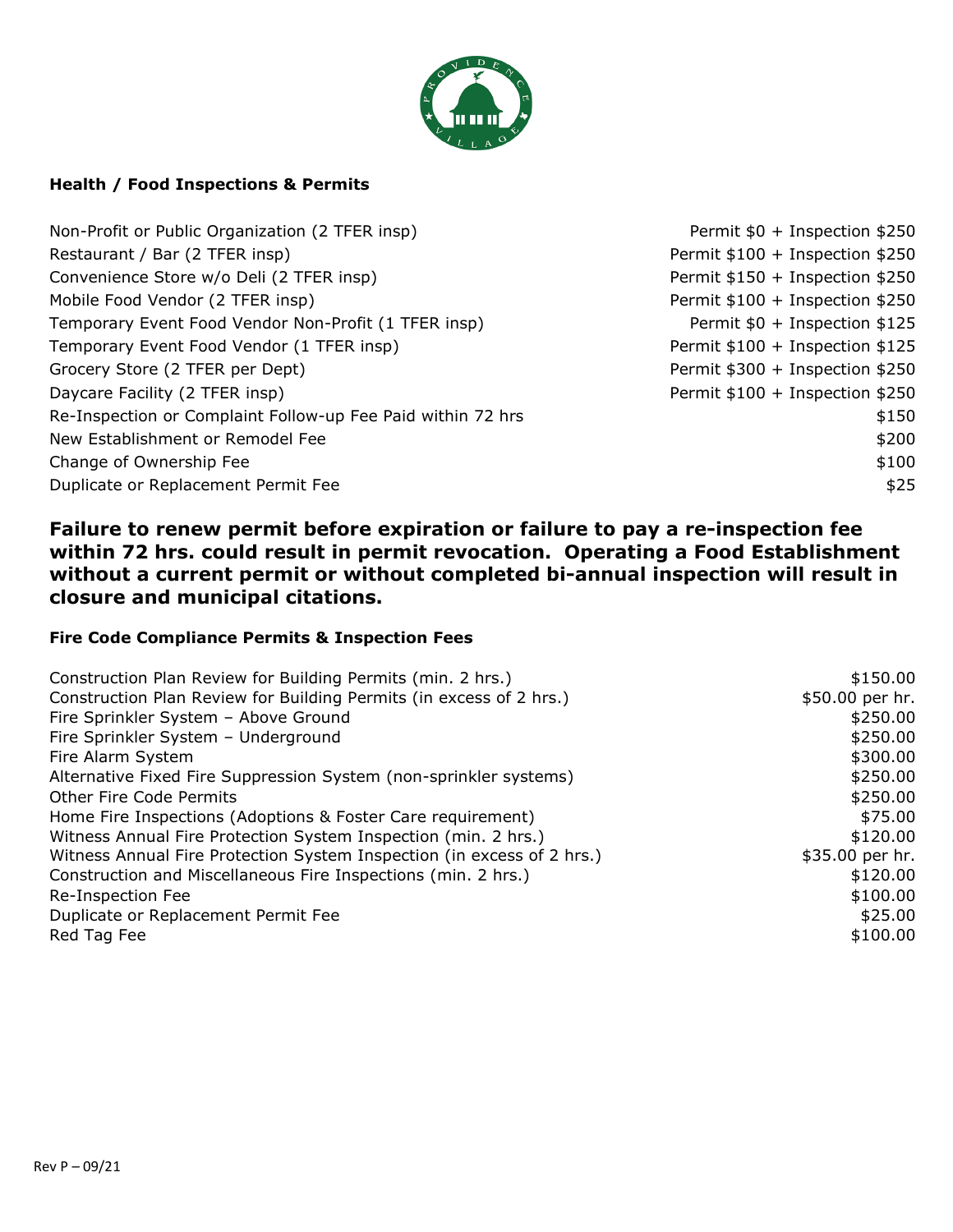## Health / Food Inspections & Permits

| Item | Fee |
|---|---|
| Non-Profit or Public Organization (2 TFER insp) | Permit $0 + Inspection $250 |
| Restaurant / Bar (2 TFER insp) | Permit $100 + Inspection $250 |
| Convenience Store w/o Deli (2 TFER insp) | Permit $150 + Inspection $250 |
| Mobile Food Vendor (2 TFER insp) | Permit $100 + Inspection $250 |
| Temporary Event Food Vendor Non-Profit (1 TFER insp) | Permit $0 + Inspection $125 |
| Temporary Event Food Vendor (1 TFER insp) | Permit $100 + Inspection $125 |
| Grocery Store (2 TFER per Dept) | Permit $300 + Inspection $250 |
| Daycare Facility (2 TFER insp) | Permit $100 + Inspection $250 |
| Re-Inspection or Complaint Follow-up Fee Paid within 72 hrs | $150 |
| New Establishment or Remodel Fee | $200 |
| Change of Ownership Fee | $100 |
| Duplicate or Replacement Permit Fee | $25 |

**Failure to renew permit before expiration or failure to pay a re-inspection fee within 72 hrs. could result in permit revocation. Operating a Food Establishment without a current permit or without completed bi-annual inspection will result in closure and municipal citations.**

## Fire Code Compliance Permits & Inspection Fees

| Item | Fee |
|---|---|
| Construction Plan Review for Building Permits (min. 2 hrs.) | $150.00 |
| Construction Plan Review for Building Permits (in excess of 2 hrs.) | $50.00 per hr. |
| Fire Sprinkler System – Above Ground | $250.00 |
| Fire Sprinkler System – Underground | $250.00 |
| Fire Alarm System | $300.00 |
| Alternative Fixed Fire Suppression System (non-sprinkler systems) | $250.00 |
| Other Fire Code Permits | $250.00 |
| Home Fire Inspections (Adoptions & Foster Care requirement) | $75.00 |
| Witness Annual Fire Protection System Inspection (min. 2 hrs.) | $120.00 |
| Witness Annual Fire Protection System Inspection (in excess of 2 hrs.) | $35.00 per hr. |
| Construction and Miscellaneous Fire Inspections (min. 2 hrs.) | $120.00 |
| Re-Inspection Fee | $100.00 |
| Duplicate or Replacement Permit Fee | $25.00 |
| Red Tag Fee | $100.00 |

Rev P – 09/21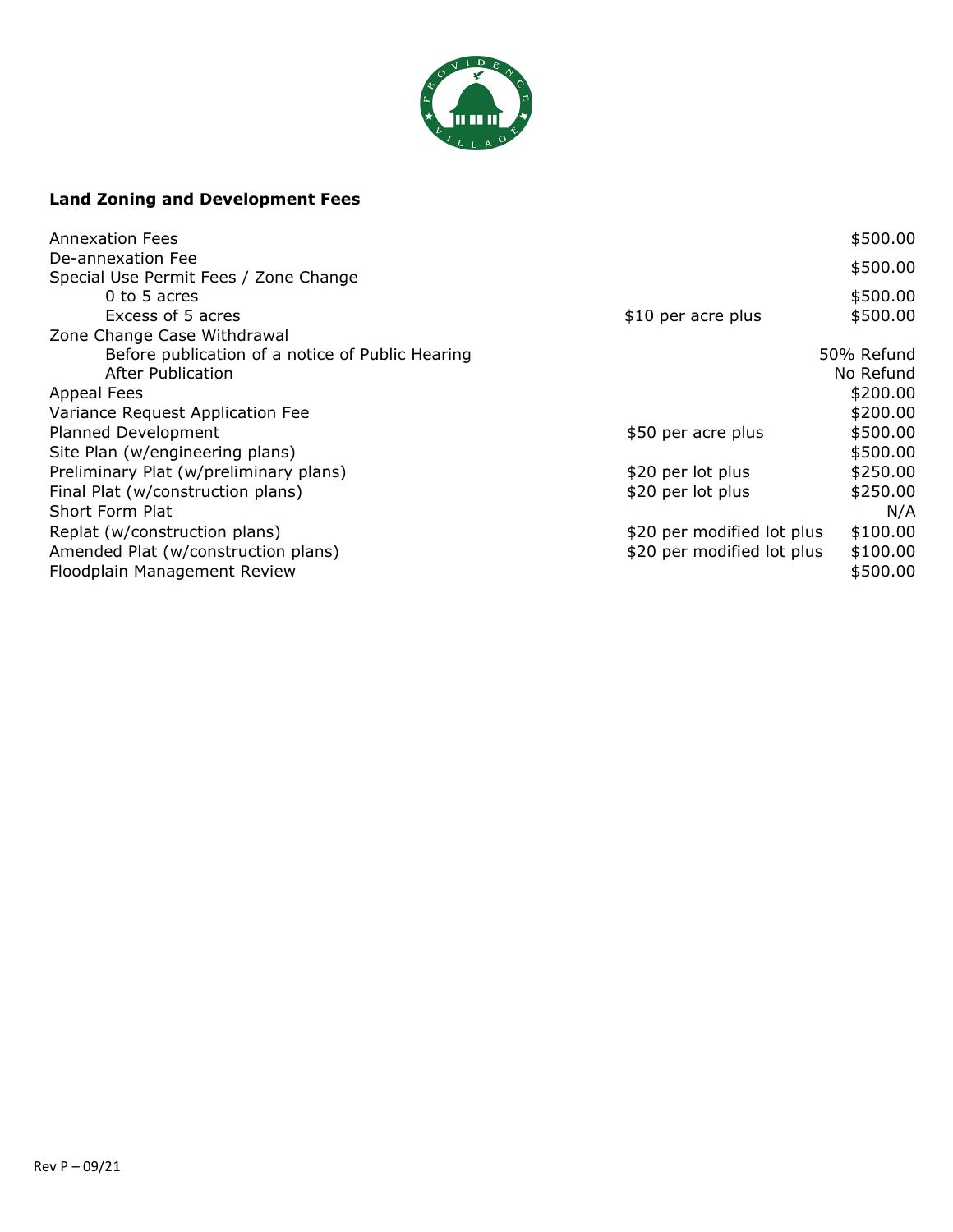## Land Zoning and Development Fees

| Fee | | |
|---|---|---|
| Annexation Fees | | $500.00 |
| De-annexation Fee | | $500.00 |
| Special Use Permit Fees / Zone Change | | |
| 0 to 5 acres | | $500.00 |
| Excess of 5 acres | $10 per acre plus | $500.00 |
| Zone Change Case Withdrawal | | |
| Before publication of a notice of Public Hearing | | 50% Refund |
| After Publication | | No Refund |
| Appeal Fees | | $200.00 |
| Variance Request Application Fee | | $200.00 |
| Planned Development | $50 per acre plus | $500.00 |
| Site Plan (w/engineering plans) | | $500.00 |
| Preliminary Plat (w/preliminary plans) | $20 per lot plus | $250.00 |
| Final Plat (w/construction plans) | $20 per lot plus | $250.00 |
| Short Form Plat | | N/A |
| Replat (w/construction plans) | $20 per modified lot plus | $100.00 |
| Amended Plat (w/construction plans) | $20 per modified lot plus | $100.00 |
| Floodplain Management Review | | $500.00 |

Rev P – 09/21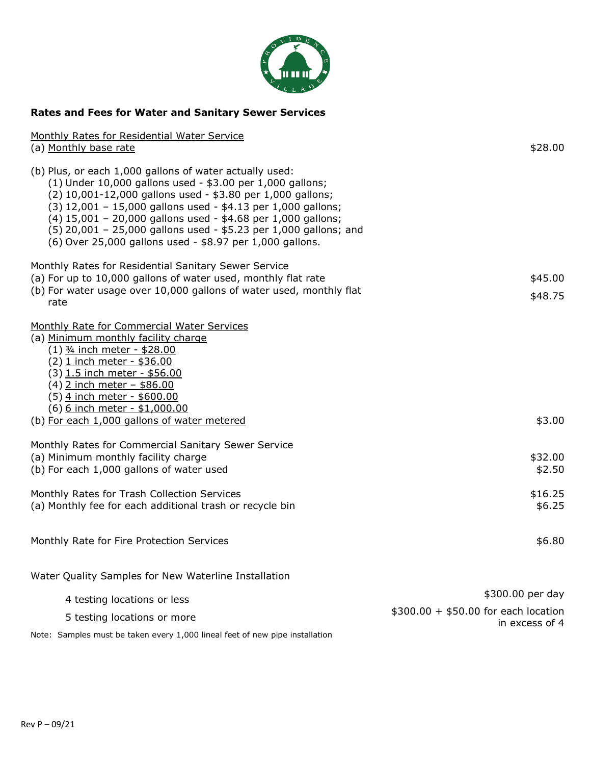## Rates and Fees for Water and Sanitary Sewer Services

Monthly Rates for Residential Water Service

(a) Monthly base rate — $28.00

(b) Plus, or each 1,000 gallons of water actually used:
- (1) Under 10,000 gallons used - $3.00 per 1,000 gallons;
- (2) 10,001-12,000 gallons used - $3.80 per 1,000 gallons;
- (3) 12,001 – 15,000 gallons used - $4.13 per 1,000 gallons;
- (4) 15,001 – 20,000 gallons used - $4.68 per 1,000 gallons;
- (5) 20,001 – 25,000 gallons used - $5.23 per 1,000 gallons; and
- (6) Over 25,000 gallons used - $8.97 per 1,000 gallons.

| | |
|---|---|
| Monthly Rates for Residential Sanitary Sewer Service | |
| (a) For up to 10,000 gallons of water used, monthly flat rate | $45.00 |
| (b) For water usage over 10,000 gallons of water used, monthly flat rate | $48.75 |

Monthly Rate for Commercial Water Services

(a) Minimum monthly facility charge
- (1) ¾ inch meter - $28.00
- (2) 1 inch meter - $36.00
- (3) 1.5 inch meter - $56.00
- (4) 2 inch meter – $86.00
- (5) 4 inch meter - $600.00
- (6) 6 inch meter - $1,000.00

(b) For each 1,000 gallons of water metered — $3.00

| | |
|---|---|
| Monthly Rates for Commercial Sanitary Sewer Service | |
| (a) Minimum monthly facility charge | $32.00 |
| (b) For each 1,000 gallons of water used | $2.50 |
| Monthly Rates for Trash Collection Services | $16.25 |
| (a) Monthly fee for each additional trash or recycle bin | $6.25 |
| Monthly Rate for Fire Protection Services | $6.80 |

Water Quality Samples for New Waterline Installation

| | |
|---|---|
| 4 testing locations or less | $300.00 per day |
| 5 testing locations or more | $300.00 + $50.00 for each location in excess of 4 |

Note: Samples must be taken every 1,000 lineal feet of new pipe installation

Rev P – 09/21